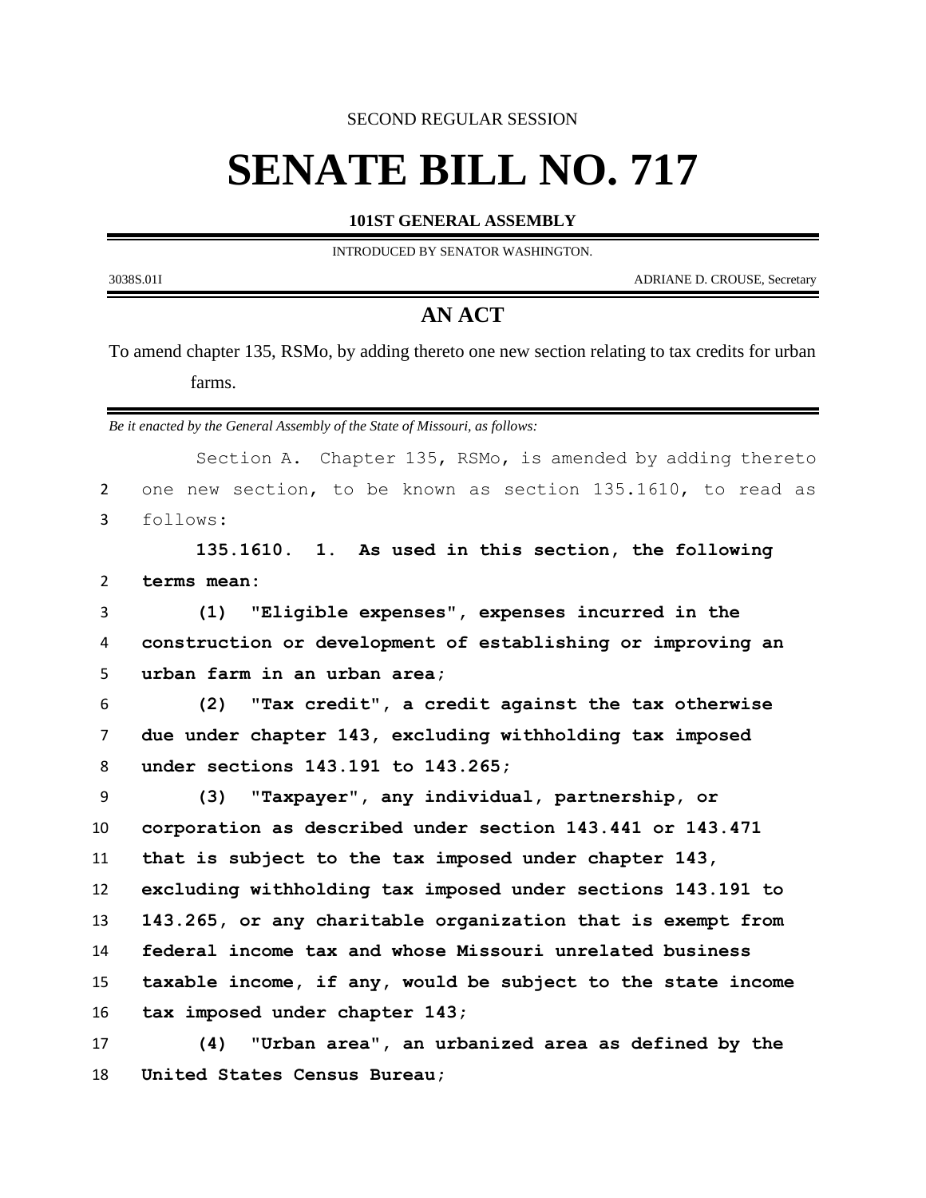SECOND REGULAR SESSION

# SENATE BILL NO. 717

**101ST GENERAL ASSEMBLY**

INTRODUCED BY SENATOR WASHINGTON.

3038S.01I ADRIANE D. CROUSE, Secretary

## AN ACT

To amend chapter 135, RSMo, by adding thereto one new section relating to tax credits for urban farms.

*Be it enacted by the General Assembly of the State of Missouri, as follows:*

Section A. Chapter 135, RSMo, is amended by adding thereto one new section, to be known as section 135.1610, to read as follows:

**135.1610. 1. As used in this section, the following terms mean:**

**(1) "Eligible expenses", expenses incurred in the construction or development of establishing or improving an urban farm in an urban area;**

**(2) "Tax credit", a credit against the tax otherwise due under chapter 143, excluding withholding tax imposed under sections 143.191 to 143.265;**

**(3) "Taxpayer", any individual, partnership, or corporation as described under section 143.441 or 143.471 that is subject to the tax imposed under chapter 143, excluding withholding tax imposed under sections 143.191 to 143.265, or any charitable organization that is exempt from federal income tax and whose Missouri unrelated business taxable income, if any, would be subject to the state income tax imposed under chapter 143;**

**(4) "Urban area", an urbanized area as defined by the United States Census Bureau;**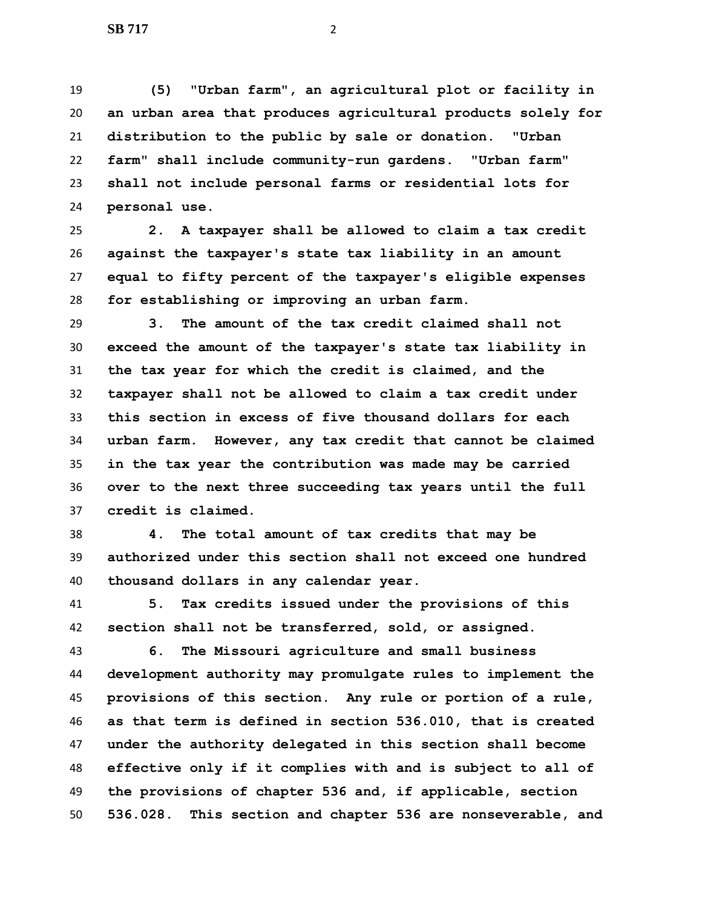**(5) "Urban farm", an agricultural plot or facility in an urban area that produces agricultural products solely for distribution to the public by sale or donation. "Urban farm" shall include community-run gardens. "Urban farm" shall not include personal farms or residential lots for personal use.**

**2. A taxpayer shall be allowed to claim a tax credit against the taxpayer's state tax liability in an amount equal to fifty percent of the taxpayer's eligible expenses for establishing or improving an urban farm.**

**3. The amount of the tax credit claimed shall not exceed the amount of the taxpayer's state tax liability in the tax year for which the credit is claimed, and the taxpayer shall not be allowed to claim a tax credit under this section in excess of five thousand dollars for each urban farm. However, any tax credit that cannot be claimed in the tax year the contribution was made may be carried over to the next three succeeding tax years until the full credit is claimed.**

**4. The total amount of tax credits that may be authorized under this section shall not exceed one hundred thousand dollars in any calendar year.**

**5. Tax credits issued under the provisions of this section shall not be transferred, sold, or assigned.**

**6. The Missouri agriculture and small business development authority may promulgate rules to implement the provisions of this section. Any rule or portion of a rule, as that term is defined in section 536.010, that is created under the authority delegated in this section shall become effective only if it complies with and is subject to all of the provisions of chapter 536 and, if applicable, section 536.028. This section and chapter 536 are nonseverable, and**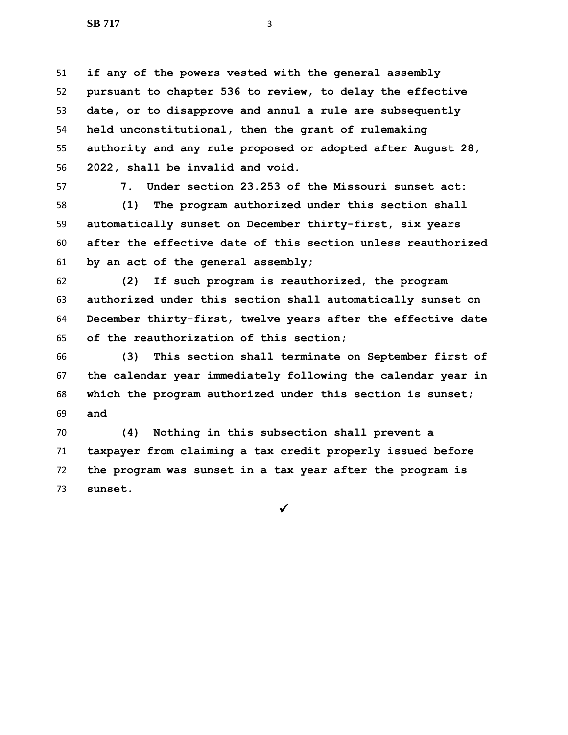**if any of the powers vested with the general assembly pursuant to chapter 536 to review, to delay the effective date, or to disapprove and annul a rule are subsequently held unconstitutional, then the grant of rulemaking authority and any rule proposed or adopted after August 28, 2022, shall be invalid and void.**

**7. Under section 23.253 of the Missouri sunset act:**

**(1) The program authorized under this section shall automatically sunset on December thirty-first, six years after the effective date of this section unless reauthorized by an act of the general assembly;**

**(2) If such program is reauthorized, the program authorized under this section shall automatically sunset on December thirty-first, twelve years after the effective date of the reauthorization of this section;**

**(3) This section shall terminate on September first of the calendar year immediately following the calendar year in which the program authorized under this section is sunset; and**

**(4) Nothing in this subsection shall prevent a taxpayer from claiming a tax credit properly issued before the program was sunset in a tax year after the program is sunset.**

✓